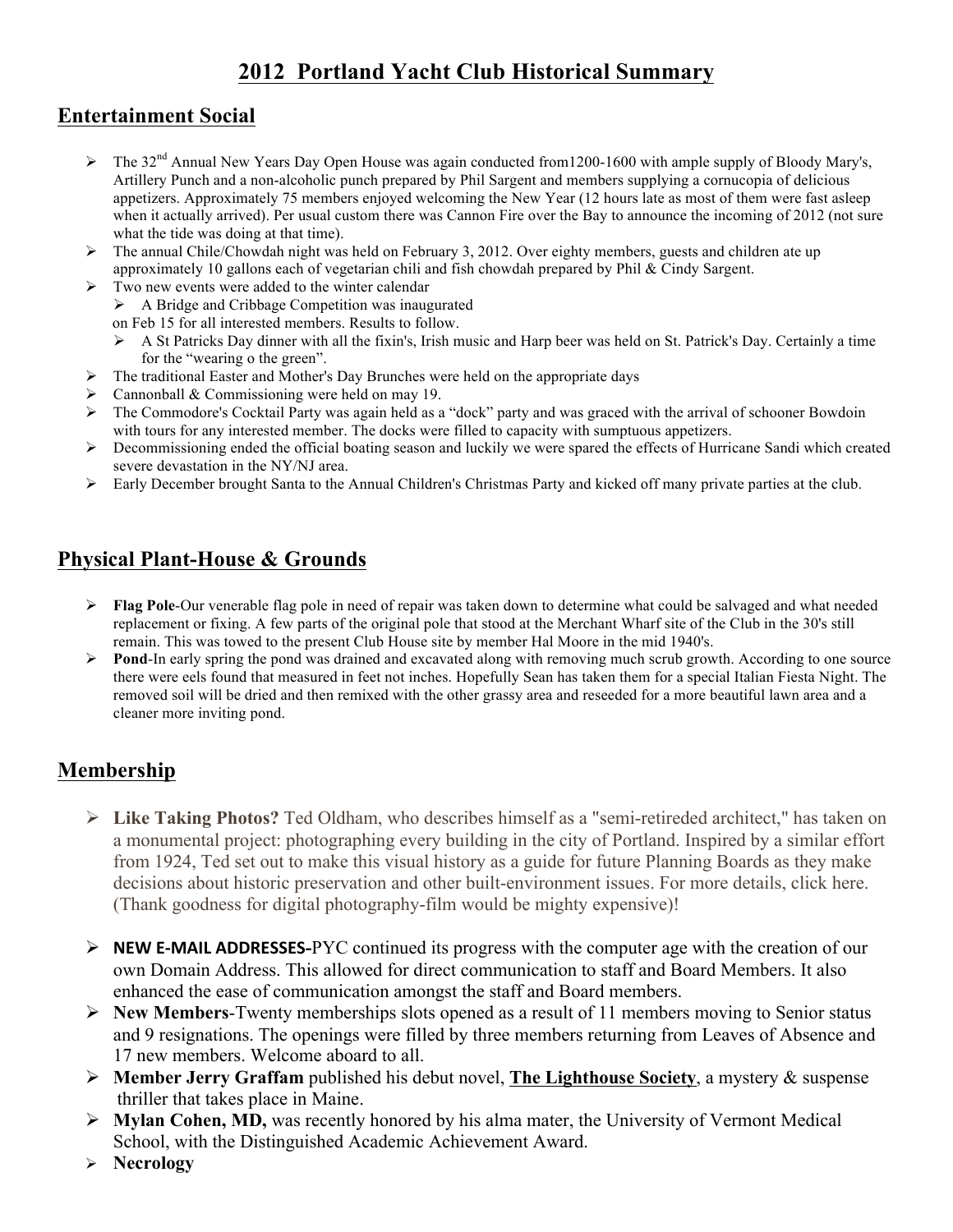# 2012 Portland Yacht Club Historical Summary

## Entertainment Social

- The 32nd Annual New Years Day Open House was again conducted from1200-1600 with ample supply of Bloody Mary's, Artillery Punch and a non-alcoholic punch prepared by Phil Sargent and members supplying a cornucopia of delicious appetizers. Approximately 75 members enjoyed welcoming the New Year (12 hours late as most of them were fast asleep when it actually arrived). Per usual custom there was Cannon Fire over the Bay to announce the incoming of 2012 (not sure what the tide was doing at that time).
- The annual Chile/Chowdah night was held on February 3, 2012. Over eighty members, guests and children ate up approximately 10 gallons each of vegetarian chili and fish chowdah prepared by Phil & Cindy Sargent.
- Two new events were added to the winter calendar
  - A Bridge and Cribbage Competition was inaugurated on Feb 15 for all interested members. Results to follow.
  - A St Patricks Day dinner with all the fixin's, Irish music and Harp beer was held on St. Patrick's Day. Certainly a time for the "wearing o the green".
- The traditional Easter and Mother's Day Brunches were held on the appropriate days
- Cannonball & Commissioning were held on may 19.
- The Commodore's Cocktail Party was again held as a "dock" party and was graced with the arrival of schooner Bowdoin with tours for any interested member. The docks were filled to capacity with sumptuous appetizers.
- Decommissioning ended the official boating season and luckily we were spared the effects of Hurricane Sandi which created severe devastation in the NY/NJ area.
- Early December brought Santa to the Annual Children's Christmas Party and kicked off many private parties at the club.

## Physical Plant-House & Grounds

- **Flag Pole**-Our venerable flag pole in need of repair was taken down to determine what could be salvaged and what needed replacement or fixing. A few parts of the original pole that stood at the Merchant Wharf site of the Club in the 30's still remain. This was towed to the present Club House site by member Hal Moore in the mid 1940's.
- **Pond**-In early spring the pond was drained and excavated along with removing much scrub growth. According to one source there were eels found that measured in feet not inches. Hopefully Sean has taken them for a special Italian Fiesta Night. The removed soil will be dried and then remixed with the other grassy area and reseeded for a more beautiful lawn area and a cleaner more inviting pond.

## Membership

- **Like Taking Photos?** Ted Oldham, who describes himself as a "semi-retireded architect," has taken on a monumental project: photographing every building in the city of Portland. Inspired by a similar effort from 1924, Ted set out to make this visual history as a guide for future Planning Boards as they make decisions about historic preservation and other built-environment issues. For more details, click here. (Thank goodness for digital photography-film would be mighty expensive)!
- **NEW E-MAIL ADDRESSES-**PYC continued its progress with the computer age with the creation of our own Domain Address. This allowed for direct communication to staff and Board Members. It also enhanced the ease of communication amongst the staff and Board members.
- **New Members**-Twenty memberships slots opened as a result of 11 members moving to Senior status and 9 resignations. The openings were filled by three members returning from Leaves of Absence and 17 new members. Welcome aboard to all.
- **Member Jerry Graffam** published his debut novel, **The Lighthouse Society**, a mystery & suspense thriller that takes place in Maine.
- **Mylan Cohen, MD,** was recently honored by his alma mater, the University of Vermont Medical School, with the Distinguished Academic Achievement Award.
- **Necrology**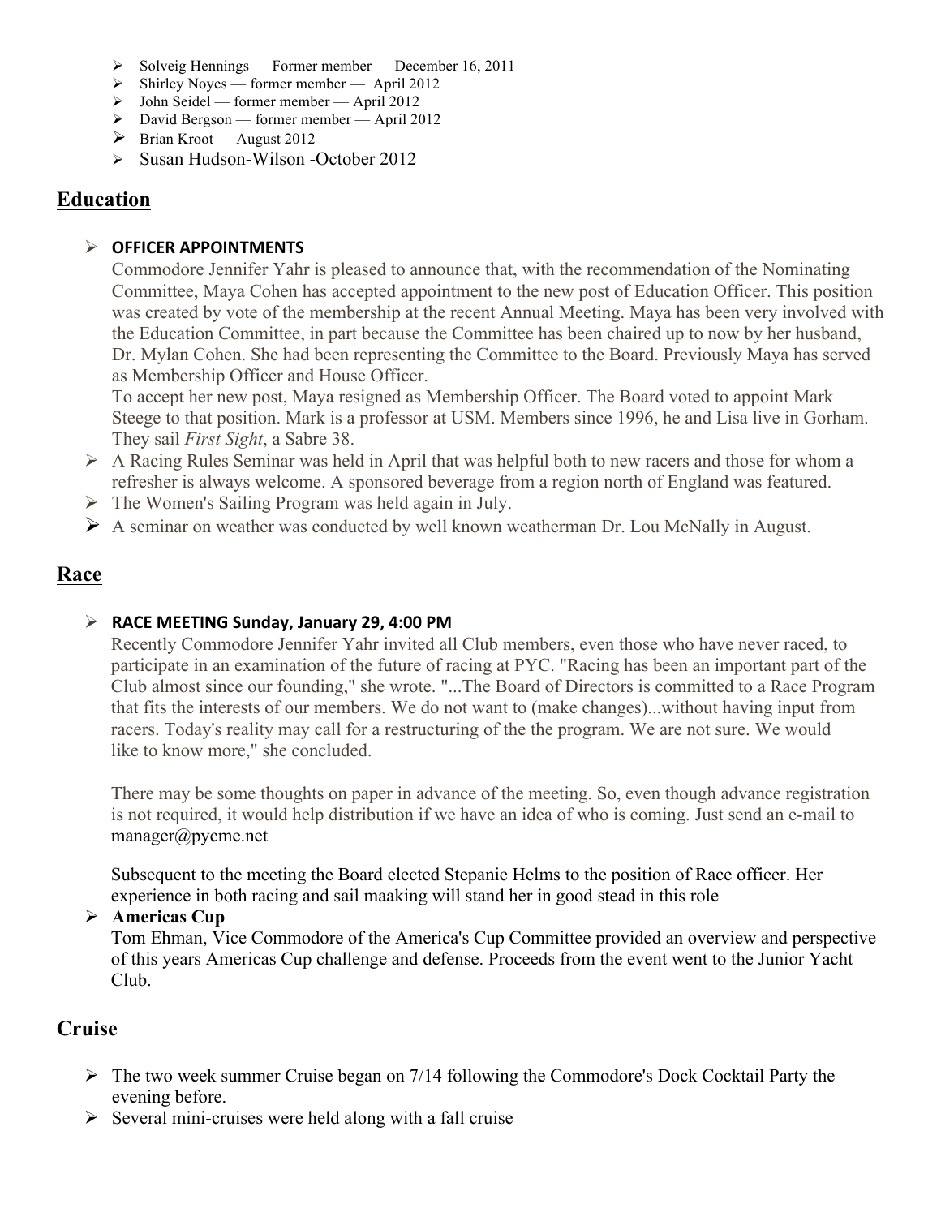- Solveig Hennings — Former member — December 16, 2011
- Shirley Noyes — former member — April 2012
- John Seidel — former member — April 2012
- David Bergson — former member — April 2012
- Brian Kroot — August 2012
- Susan Hudson-Wilson -October 2012

## Education

- **OFFICER APPOINTMENTS**
  Commodore Jennifer Yahr is pleased to announce that, with the recommendation of the Nominating Committee, Maya Cohen has accepted appointment to the new post of Education Officer. This position was created by vote of the membership at the recent Annual Meeting. Maya has been very involved with the Education Committee, in part because the Committee has been chaired up to now by her husband, Dr. Mylan Cohen. She had been representing the Committee to the Board. Previously Maya has served as Membership Officer and House Officer.
  To accept her new post, Maya resigned as Membership Officer. The Board voted to appoint Mark Steege to that position. Mark is a professor at USM. Members since 1996, he and Lisa live in Gorham. They sail *First Sight*, a Sabre 38.
- A Racing Rules Seminar was held in April that was helpful both to new racers and those for whom a refresher is always welcome. A sponsored beverage from a region north of England was featured.
- The Women's Sailing Program was held again in July.
- A seminar on weather was conducted by well known weatherman Dr. Lou McNally in August.

## Race

- **RACE MEETING Sunday, January 29, 4:00 PM**
  Recently Commodore Jennifer Yahr invited all Club members, even those who have never raced, to participate in an examination of the future of racing at PYC. "Racing has been an important part of the Club almost since our founding," she wrote. "...The Board of Directors is committed to a Race Program that fits the interests of our members. We do not want to (make changes)...without having input from racers. Today's reality may call for a restructuring of the the program. We are not sure. We would like to know more," she concluded.

  There may be some thoughts on paper in advance of the meeting. So, even though advance registration is not required, it would help distribution if we have an idea of who is coming. Just send an e-mail to manager@pycme.net

  Subsequent to the meeting the Board elected Stepanie Helms to the position of Race officer. Her experience in both racing and sail maaking will stand her in good stead in this role
- **Americas Cup**
  Tom Ehman, Vice Commodore of the America's Cup Committee provided an overview and perspective of this years Americas Cup challenge and defense. Proceeds from the event went to the Junior Yacht Club.

## Cruise

- The two week summer Cruise began on 7/14 following the Commodore's Dock Cocktail Party the evening before.
- Several mini-cruises were held along with a fall cruise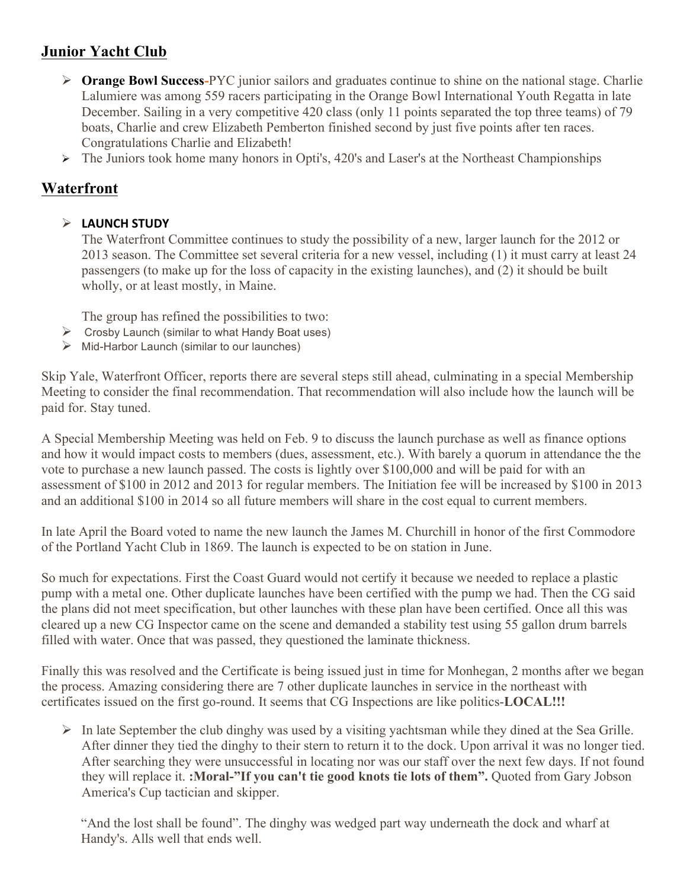## Junior Yacht Club

- **Orange Bowl Success**-PYC junior sailors and graduates continue to shine on the national stage. Charlie Lalumiere was among 559 racers participating in the Orange Bowl International Youth Regatta in late December. Sailing in a very competitive 420 class (only 11 points separated the top three teams) of 79 boats, Charlie and crew Elizabeth Pemberton finished second by just five points after ten races. Congratulations Charlie and Elizabeth!
- The Juniors took home many honors in Opti's, 420's and Laser's at the Northeast Championships

## Waterfront

- **LAUNCH STUDY**

  The Waterfront Committee continues to study the possibility of a new, larger launch for the 2012 or 2013 season. The Committee set several criteria for a new vessel, including (1) it must carry at least 24 passengers (to make up for the loss of capacity in the existing launches), and (2) it should be built wholly, or at least mostly, in Maine.

  The group has refined the possibilities to two:

- Crosby Launch (similar to what Handy Boat uses)
- Mid-Harbor Launch (similar to our launches)

Skip Yale, Waterfront Officer, reports there are several steps still ahead, culminating in a special Membership Meeting to consider the final recommendation. That recommendation will also include how the launch will be paid for. Stay tuned.

A Special Membership Meeting was held on Feb. 9 to discuss the launch purchase as well as finance options and how it would impact costs to members (dues, assessment, etc.). With barely a quorum in attendance the the vote to purchase a new launch passed. The costs is lightly over $100,000 and will be paid for with an assessment of $100 in 2012 and 2013 for regular members. The Initiation fee will be increased by $100 in 2013 and an additional $100 in 2014 so all future members will share in the cost equal to current members.

In late April the Board voted to name the new launch the James M. Churchill in honor of the first Commodore of the Portland Yacht Club in 1869. The launch is expected to be on station in June.

So much for expectations. First the Coast Guard would not certify it because we needed to replace a plastic pump with a metal one. Other duplicate launches have been certified with the pump we had. Then the CG said the plans did not meet specification, but other launches with these plan have been certified. Once all this was cleared up a new CG Inspector came on the scene and demanded a stability test using 55 gallon drum barrels filled with water. Once that was passed, they questioned the laminate thickness.

Finally this was resolved and the Certificate is being issued just in time for Monhegan, 2 months after we began the process. Amazing considering there are 7 other duplicate launches in service in the northeast with certificates issued on the first go-round. It seems that CG Inspections are like politics-**LOCAL!!!**

- In late September the club dinghy was used by a visiting yachtsman while they dined at the Sea Grille. After dinner they tied the dinghy to their stern to return it to the dock. Upon arrival it was no longer tied. After searching they were unsuccessful in locating nor was our staff over the next few days. If not found they will replace it. **:Moral-"If you can't tie good knots tie lots of them".** Quoted from Gary Jobson America's Cup tactician and skipper.

  "And the lost shall be found". The dinghy was wedged part way underneath the dock and wharf at Handy's. Alls well that ends well.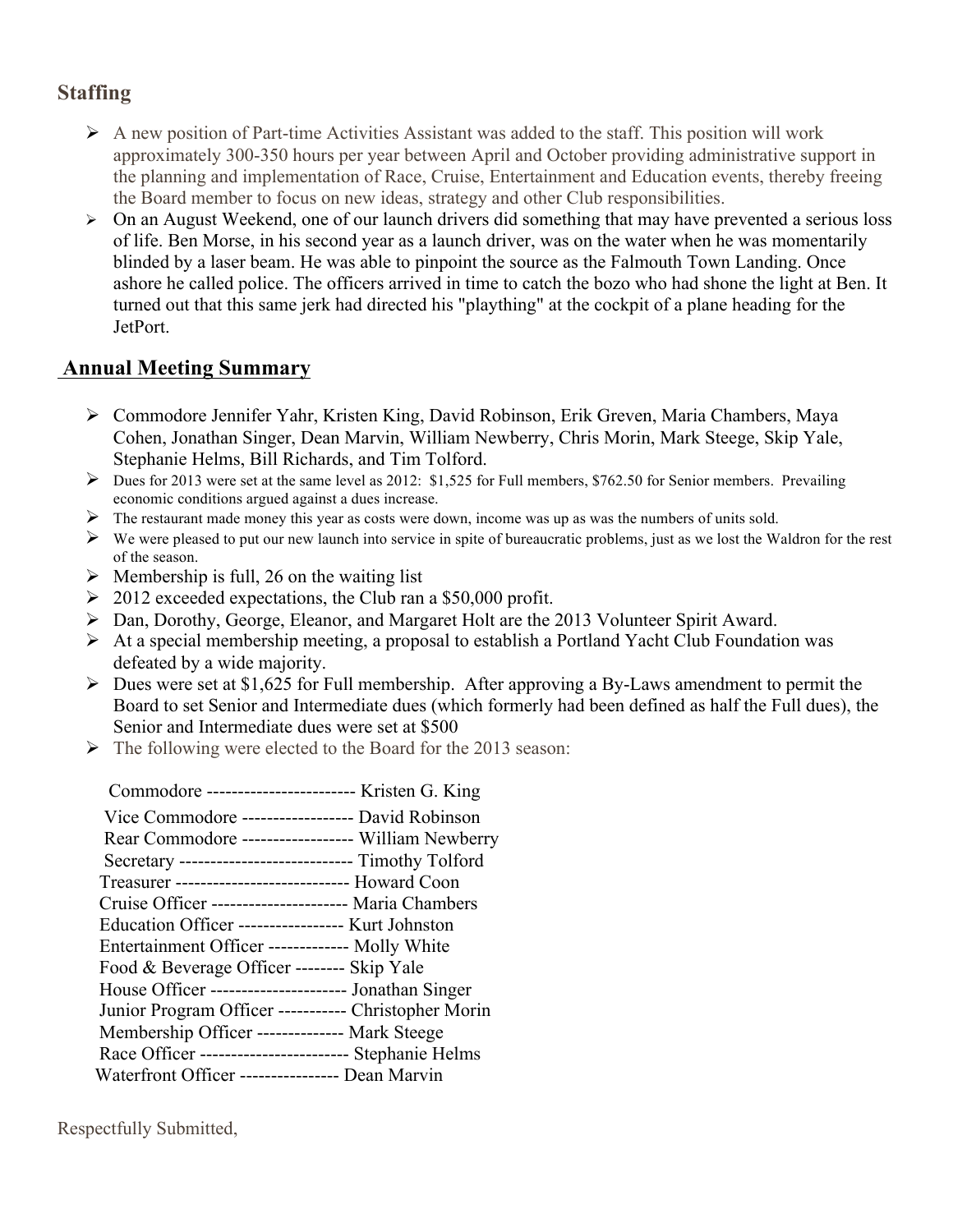## Staffing

- A new position of Part-time Activities Assistant was added to the staff. This position will work approximately 300-350 hours per year between April and October providing administrative support in the planning and implementation of Race, Cruise, Entertainment and Education events, thereby freeing the Board member to focus on new ideas, strategy and other Club responsibilities.
- On an August Weekend, one of our launch drivers did something that may have prevented a serious loss of life. Ben Morse, in his second year as a launch driver, was on the water when he was momentarily blinded by a laser beam. He was able to pinpoint the source as the Falmouth Town Landing. Once ashore he called police. The officers arrived in time to catch the bozo who had shone the light at Ben. It turned out that this same jerk had directed his "plaything" at the cockpit of a plane heading for the JetPort.

## Annual Meeting Summary

- Commodore Jennifer Yahr, Kristen King, David Robinson, Erik Greven, Maria Chambers, Maya Cohen, Jonathan Singer, Dean Marvin, William Newberry, Chris Morin, Mark Steege, Skip Yale, Stephanie Helms, Bill Richards, and Tim Tolford.
- Dues for 2013 were set at the same level as 2012: $1,525 for Full members, $762.50 for Senior members. Prevailing economic conditions argued against a dues increase.
- The restaurant made money this year as costs were down, income was up as was the numbers of units sold.
- We were pleased to put our new launch into service in spite of bureaucratic problems, just as we lost the Waldron for the rest of the season.
- Membership is full, 26 on the waiting list
- 2012 exceeded expectations, the Club ran a $50,000 profit.
- Dan, Dorothy, George, Eleanor, and Margaret Holt are the 2013 Volunteer Spirit Award.
- At a special membership meeting, a proposal to establish a Portland Yacht Club Foundation was defeated by a wide majority.
- Dues were set at $1,625 for Full membership. After approving a By-Laws amendment to permit the Board to set Senior and Intermediate dues (which formerly had been defined as half the Full dues), the Senior and Intermediate dues were set at $500
- The following were elected to the Board for the 2013 season:

Commodore ------------------------ Kristen G. King
Vice Commodore ------------------ David Robinson
Rear Commodore ------------------ William Newberry
Secretary ---------------------------- Timothy Tolford
Treasurer ---------------------------- Howard Coon
Cruise Officer ---------------------- Maria Chambers
Education Officer ----------------- Kurt Johnston
Entertainment Officer ------------- Molly White
Food & Beverage Officer -------- Skip Yale
House Officer ---------------------- Jonathan Singer
Junior Program Officer ----------- Christopher Morin
Membership Officer -------------- Mark Steege
Race Officer ------------------------ Stephanie Helms
Waterfront Officer ---------------- Dean Marvin

Respectfully Submitted,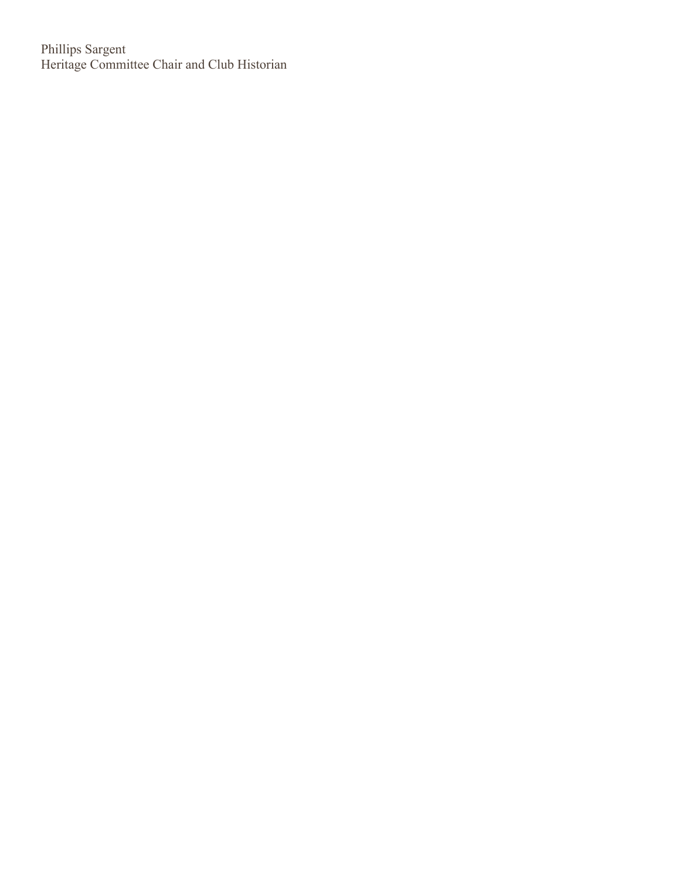Phillips Sargent
Heritage Committee Chair and Club Historian